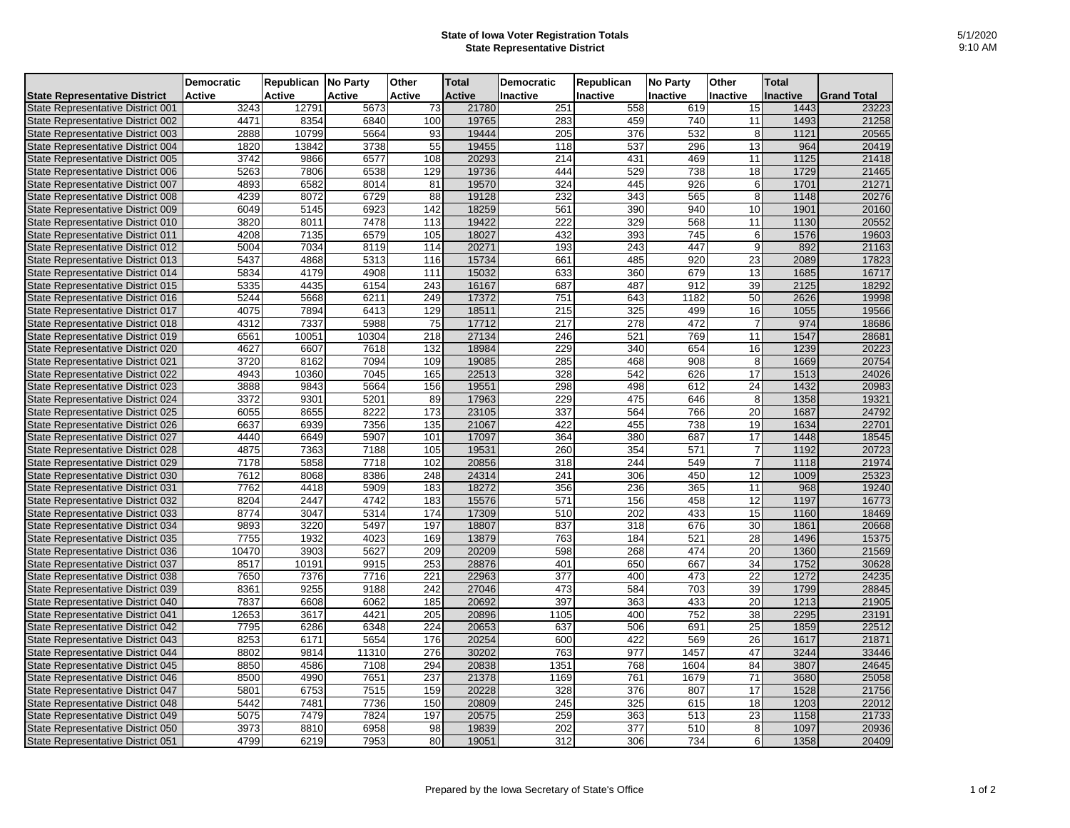# State of Iowa Voter Registration Totals
## State Representative District

5/1/2020
9:10 AM

| State Representative District | Democratic Active | Republican Active | No Party Active | Other Active | Total Active | Democratic Inactive | Republican Inactive | No Party Inactive | Other Inactive | Total Inactive | Grand Total |
|---|---|---|---|---|---|---|---|---|---|---|---|
| State Representative District 001 | 3243 | 12791 | 5673 | 73 | 21780 | 251 | 558 | 619 | 15 | 1443 | 23223 |
| State Representative District 002 | 4471 | 8354 | 6840 | 100 | 19765 | 283 | 459 | 740 | 11 | 1493 | 21258 |
| State Representative District 003 | 2888 | 10799 | 5664 | 93 | 19444 | 205 | 376 | 532 | 8 | 1121 | 20565 |
| State Representative District 004 | 1820 | 13842 | 3738 | 55 | 19455 | 118 | 537 | 296 | 13 | 964 | 20419 |
| State Representative District 005 | 3742 | 9866 | 6577 | 108 | 20293 | 214 | 431 | 469 | 11 | 1125 | 21418 |
| State Representative District 006 | 5263 | 7806 | 6538 | 129 | 19736 | 444 | 529 | 738 | 18 | 1729 | 21465 |
| State Representative District 007 | 4893 | 6582 | 8014 | 81 | 19570 | 324 | 445 | 926 | 6 | 1701 | 21271 |
| State Representative District 008 | 4239 | 8072 | 6729 | 88 | 19128 | 232 | 343 | 565 | 8 | 1148 | 20276 |
| State Representative District 009 | 6049 | 5145 | 6923 | 142 | 18259 | 561 | 390 | 940 | 10 | 1901 | 20160 |
| State Representative District 010 | 3820 | 8011 | 7478 | 113 | 19422 | 222 | 329 | 568 | 11 | 1130 | 20552 |
| State Representative District 011 | 4208 | 7135 | 6579 | 105 | 18027 | 432 | 393 | 745 | 6 | 1576 | 19603 |
| State Representative District 012 | 5004 | 7034 | 8119 | 114 | 20271 | 193 | 243 | 447 | 9 | 892 | 21163 |
| State Representative District 013 | 5437 | 4868 | 5313 | 116 | 15734 | 661 | 485 | 920 | 23 | 2089 | 17823 |
| State Representative District 014 | 5834 | 4179 | 4908 | 111 | 15032 | 633 | 360 | 679 | 13 | 1685 | 16717 |
| State Representative District 015 | 5335 | 4435 | 6154 | 243 | 16167 | 687 | 487 | 912 | 39 | 2125 | 18292 |
| State Representative District 016 | 5244 | 5668 | 6211 | 249 | 17372 | 751 | 643 | 1182 | 50 | 2626 | 19998 |
| State Representative District 017 | 4075 | 7894 | 6413 | 129 | 18511 | 215 | 325 | 499 | 16 | 1055 | 19566 |
| State Representative District 018 | 4312 | 7337 | 5988 | 75 | 17712 | 217 | 278 | 472 | 7 | 974 | 18686 |
| State Representative District 019 | 6561 | 10051 | 10304 | 218 | 27134 | 246 | 521 | 769 | 11 | 1547 | 28681 |
| State Representative District 020 | 4627 | 6607 | 7618 | 132 | 18984 | 229 | 340 | 654 | 16 | 1239 | 20223 |
| State Representative District 021 | 3720 | 8162 | 7094 | 109 | 19085 | 285 | 468 | 908 | 8 | 1669 | 20754 |
| State Representative District 022 | 4943 | 10360 | 7045 | 165 | 22513 | 328 | 542 | 626 | 17 | 1513 | 24026 |
| State Representative District 023 | 3888 | 9843 | 5664 | 156 | 19551 | 298 | 498 | 612 | 24 | 1432 | 20983 |
| State Representative District 024 | 3372 | 9301 | 5201 | 89 | 17963 | 229 | 475 | 646 | 8 | 1358 | 19321 |
| State Representative District 025 | 6055 | 8655 | 8222 | 173 | 23105 | 337 | 564 | 766 | 20 | 1687 | 24792 |
| State Representative District 026 | 6637 | 6939 | 7356 | 135 | 21067 | 422 | 455 | 738 | 19 | 1634 | 22701 |
| State Representative District 027 | 4440 | 6649 | 5907 | 101 | 17097 | 364 | 380 | 687 | 17 | 1448 | 18545 |
| State Representative District 028 | 4875 | 7363 | 7188 | 105 | 19531 | 260 | 354 | 571 | 7 | 1192 | 20723 |
| State Representative District 029 | 7178 | 5858 | 7718 | 102 | 20856 | 318 | 244 | 549 | 7 | 1118 | 21974 |
| State Representative District 030 | 7612 | 8068 | 8386 | 248 | 24314 | 241 | 306 | 450 | 12 | 1009 | 25323 |
| State Representative District 031 | 7762 | 4418 | 5909 | 183 | 18272 | 356 | 236 | 365 | 11 | 968 | 19240 |
| State Representative District 032 | 8204 | 2447 | 4742 | 183 | 15576 | 571 | 156 | 458 | 12 | 1197 | 16773 |
| State Representative District 033 | 8774 | 3047 | 5314 | 174 | 17309 | 510 | 202 | 433 | 15 | 1160 | 18469 |
| State Representative District 034 | 9893 | 3220 | 5497 | 197 | 18807 | 837 | 318 | 676 | 30 | 1861 | 20668 |
| State Representative District 035 | 7755 | 1932 | 4023 | 169 | 13879 | 763 | 184 | 521 | 28 | 1496 | 15375 |
| State Representative District 036 | 10470 | 3903 | 5627 | 209 | 20209 | 598 | 268 | 474 | 20 | 1360 | 21569 |
| State Representative District 037 | 8517 | 10191 | 9915 | 253 | 28876 | 401 | 650 | 667 | 34 | 1752 | 30628 |
| State Representative District 038 | 7650 | 7376 | 7716 | 221 | 22963 | 377 | 400 | 473 | 22 | 1272 | 24235 |
| State Representative District 039 | 8361 | 9255 | 9188 | 242 | 27046 | 473 | 584 | 703 | 39 | 1799 | 28845 |
| State Representative District 040 | 7837 | 6608 | 6062 | 185 | 20692 | 397 | 363 | 433 | 20 | 1213 | 21905 |
| State Representative District 041 | 12653 | 3617 | 4421 | 205 | 20896 | 1105 | 400 | 752 | 38 | 2295 | 23191 |
| State Representative District 042 | 7795 | 6286 | 6348 | 224 | 20653 | 637 | 506 | 691 | 25 | 1859 | 22512 |
| State Representative District 043 | 8253 | 6171 | 5654 | 176 | 20254 | 600 | 422 | 569 | 26 | 1617 | 21871 |
| State Representative District 044 | 8802 | 9814 | 11310 | 276 | 30202 | 763 | 977 | 1457 | 47 | 3244 | 33446 |
| State Representative District 045 | 8850 | 4586 | 7108 | 294 | 20838 | 1351 | 768 | 1604 | 84 | 3807 | 24645 |
| State Representative District 046 | 8500 | 4990 | 7651 | 237 | 21378 | 1169 | 761 | 1679 | 71 | 3680 | 25058 |
| State Representative District 047 | 5801 | 6753 | 7515 | 159 | 20228 | 328 | 376 | 807 | 17 | 1528 | 21756 |
| State Representative District 048 | 5442 | 7481 | 7736 | 150 | 20809 | 245 | 325 | 615 | 18 | 1203 | 22012 |
| State Representative District 049 | 5075 | 7479 | 7824 | 197 | 20575 | 259 | 363 | 513 | 23 | 1158 | 21733 |
| State Representative District 050 | 3973 | 8810 | 6958 | 98 | 19839 | 202 | 377 | 510 | 8 | 1097 | 20936 |
| State Representative District 051 | 4799 | 6219 | 7953 | 80 | 19051 | 312 | 306 | 734 | 6 | 1358 | 20409 |

Prepared by the Iowa Secretary of State's Office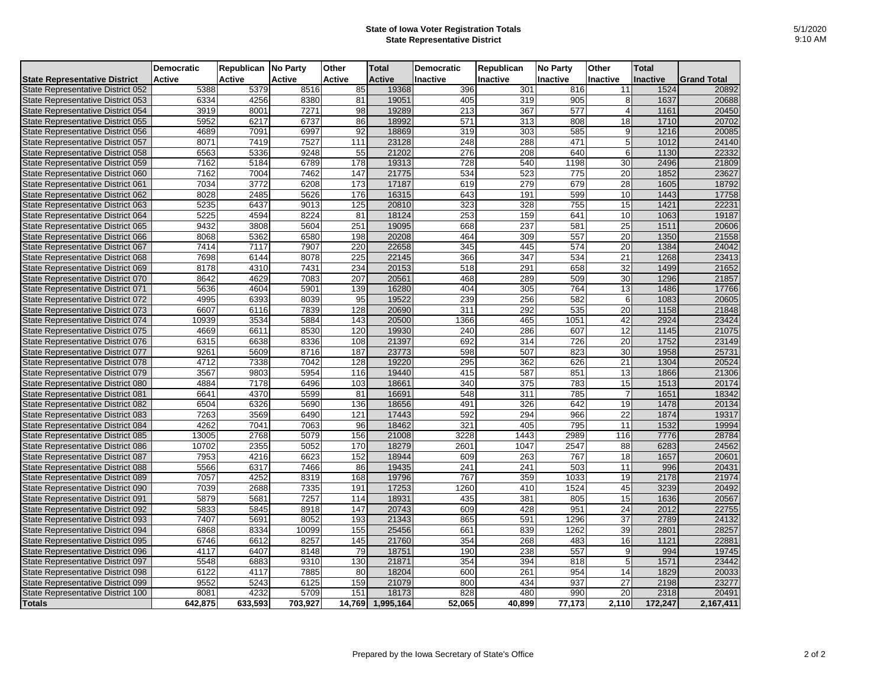**State of Iowa Voter Registration Totals**
**State Representative District**

5/1/2020
9:10 AM

| State Representative District | Democratic Active | Republican Active | No Party Active | Other Active | Total Active | Democratic Inactive | Republican Inactive | No Party Inactive | Other Inactive | Total Inactive | Grand Total |
|---|---|---|---|---|---|---|---|---|---|---|---|
| State Representative District 052 | 5388 | 5379 | 8516 | 85 | 19368 | 396 | 301 | 816 | 11 | 1524 | 20892 |
| State Representative District 053 | 6334 | 4256 | 8380 | 81 | 19051 | 405 | 319 | 905 | 8 | 1637 | 20688 |
| State Representative District 054 | 3919 | 8001 | 7271 | 98 | 19289 | 213 | 367 | 577 | 4 | 1161 | 20450 |
| State Representative District 055 | 5952 | 6217 | 6737 | 86 | 18992 | 571 | 313 | 808 | 18 | 1710 | 20702 |
| State Representative District 056 | 4689 | 7091 | 6997 | 92 | 18869 | 319 | 303 | 585 | 9 | 1216 | 20085 |
| State Representative District 057 | 8071 | 7419 | 7527 | 111 | 23128 | 248 | 288 | 471 | 5 | 1012 | 24140 |
| State Representative District 058 | 6563 | 5336 | 9248 | 55 | 21202 | 276 | 208 | 640 | 6 | 1130 | 22332 |
| State Representative District 059 | 7162 | 5184 | 6789 | 178 | 19313 | 728 | 540 | 1198 | 30 | 2496 | 21809 |
| State Representative District 060 | 7162 | 7004 | 7462 | 147 | 21775 | 534 | 523 | 775 | 20 | 1852 | 23627 |
| State Representative District 061 | 7034 | 3772 | 6208 | 173 | 17187 | 619 | 279 | 679 | 28 | 1605 | 18792 |
| State Representative District 062 | 8028 | 2485 | 5626 | 176 | 16315 | 643 | 191 | 599 | 10 | 1443 | 17758 |
| State Representative District 063 | 5235 | 6437 | 9013 | 125 | 20810 | 323 | 328 | 755 | 15 | 1421 | 22231 |
| State Representative District 064 | 5225 | 4594 | 8224 | 81 | 18124 | 253 | 159 | 641 | 10 | 1063 | 19187 |
| State Representative District 065 | 9432 | 3808 | 5604 | 251 | 19095 | 668 | 237 | 581 | 25 | 1511 | 20606 |
| State Representative District 066 | 8068 | 5362 | 6580 | 198 | 20208 | 464 | 309 | 557 | 20 | 1350 | 21558 |
| State Representative District 067 | 7414 | 7117 | 7907 | 220 | 22658 | 345 | 445 | 574 | 20 | 1384 | 24042 |
| State Representative District 068 | 7698 | 6144 | 8078 | 225 | 22145 | 366 | 347 | 534 | 21 | 1268 | 23413 |
| State Representative District 069 | 8178 | 4310 | 7431 | 234 | 20153 | 518 | 291 | 658 | 32 | 1499 | 21652 |
| State Representative District 070 | 8642 | 4629 | 7083 | 207 | 20561 | 468 | 289 | 509 | 30 | 1296 | 21857 |
| State Representative District 071 | 5636 | 4604 | 5901 | 139 | 16280 | 404 | 305 | 764 | 13 | 1486 | 17766 |
| State Representative District 072 | 4995 | 6393 | 8039 | 95 | 19522 | 239 | 256 | 582 | 6 | 1083 | 20605 |
| State Representative District 073 | 6607 | 6116 | 7839 | 128 | 20690 | 311 | 292 | 535 | 20 | 1158 | 21848 |
| State Representative District 074 | 10939 | 3534 | 5884 | 143 | 20500 | 1366 | 465 | 1051 | 42 | 2924 | 23424 |
| State Representative District 075 | 4669 | 6611 | 8530 | 120 | 19930 | 240 | 286 | 607 | 12 | 1145 | 21075 |
| State Representative District 076 | 6315 | 6638 | 8336 | 108 | 21397 | 692 | 314 | 726 | 20 | 1752 | 23149 |
| State Representative District 077 | 9261 | 5609 | 8716 | 187 | 23773 | 598 | 507 | 823 | 30 | 1958 | 25731 |
| State Representative District 078 | 4712 | 7338 | 7042 | 128 | 19220 | 295 | 362 | 626 | 21 | 1304 | 20524 |
| State Representative District 079 | 3567 | 9803 | 5954 | 116 | 19440 | 415 | 587 | 851 | 13 | 1866 | 21306 |
| State Representative District 080 | 4884 | 7178 | 6496 | 103 | 18661 | 340 | 375 | 783 | 15 | 1513 | 20174 |
| State Representative District 081 | 6641 | 4370 | 5599 | 81 | 16691 | 548 | 311 | 785 | 7 | 1651 | 18342 |
| State Representative District 082 | 6504 | 6326 | 5690 | 136 | 18656 | 491 | 326 | 642 | 19 | 1478 | 20134 |
| State Representative District 083 | 7263 | 3569 | 6490 | 121 | 17443 | 592 | 294 | 966 | 22 | 1874 | 19317 |
| State Representative District 084 | 4262 | 7041 | 7063 | 96 | 18462 | 321 | 405 | 795 | 11 | 1532 | 19994 |
| State Representative District 085 | 13005 | 2768 | 5079 | 156 | 21008 | 3228 | 1443 | 2989 | 116 | 7776 | 28784 |
| State Representative District 086 | 10702 | 2355 | 5052 | 170 | 18279 | 2601 | 1047 | 2547 | 88 | 6283 | 24562 |
| State Representative District 087 | 7953 | 4216 | 6623 | 152 | 18944 | 609 | 263 | 767 | 18 | 1657 | 20601 |
| State Representative District 088 | 5566 | 6317 | 7466 | 86 | 19435 | 241 | 241 | 503 | 11 | 996 | 20431 |
| State Representative District 089 | 7057 | 4252 | 8319 | 168 | 19796 | 767 | 359 | 1033 | 19 | 2178 | 21974 |
| State Representative District 090 | 7039 | 2688 | 7335 | 191 | 17253 | 1260 | 410 | 1524 | 45 | 3239 | 20492 |
| State Representative District 091 | 5879 | 5681 | 7257 | 114 | 18931 | 435 | 381 | 805 | 15 | 1636 | 20567 |
| State Representative District 092 | 5833 | 5845 | 8918 | 147 | 20743 | 609 | 428 | 951 | 24 | 2012 | 22755 |
| State Representative District 093 | 7407 | 5691 | 8052 | 193 | 21343 | 865 | 591 | 1296 | 37 | 2789 | 24132 |
| State Representative District 094 | 6868 | 8334 | 10099 | 155 | 25456 | 661 | 839 | 1262 | 39 | 2801 | 28257 |
| State Representative District 095 | 6746 | 6612 | 8257 | 145 | 21760 | 354 | 268 | 483 | 16 | 1121 | 22881 |
| State Representative District 096 | 4117 | 6407 | 8148 | 79 | 18751 | 190 | 238 | 557 | 9 | 994 | 19745 |
| State Representative District 097 | 5548 | 6883 | 9310 | 130 | 21871 | 354 | 394 | 818 | 5 | 1571 | 23442 |
| State Representative District 098 | 6122 | 4117 | 7885 | 80 | 18204 | 600 | 261 | 954 | 14 | 1829 | 20033 |
| State Representative District 099 | 9552 | 5243 | 6125 | 159 | 21079 | 800 | 434 | 937 | 27 | 2198 | 23277 |
| State Representative District 100 | 8081 | 4232 | 5709 | 151 | 18173 | 828 | 480 | 990 | 20 | 2318 | 20491 |
| **Totals** | **642,875** | **633,593** | **703,927** | **14,769** | **1,995,164** | **52,065** | **40,899** | **77,173** | **2,110** | **172,247** | **2,167,411** |

Prepared by the Iowa Secretary of State's Office